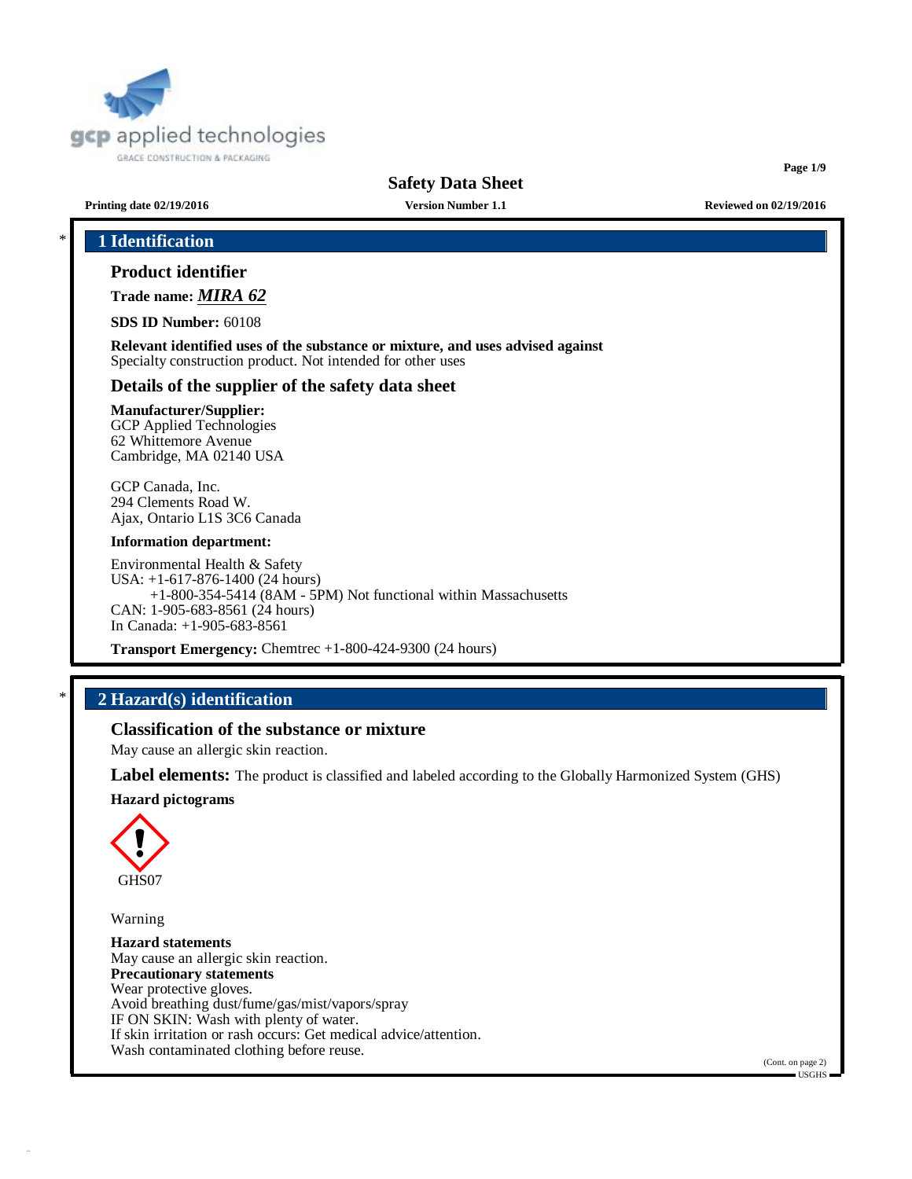gcp applied technologies
GRACE CONSTRUCTION & PACKAGING

# Safety Data Sheet

**Printing date 02/19/2016** **Version Number 1.1** **Reviewed on 02/19/2016**

## * 1 Identification

### Product identifier

**Trade name:** ***MIRA 62***

**SDS ID Number:** 60108

**Relevant identified uses of the substance or mixture, and uses advised against**
Specialty construction product. Not intended for other uses

### Details of the supplier of the safety data sheet

**Manufacturer/Supplier:**
GCP Applied Technologies
62 Whittemore Avenue
Cambridge, MA 02140 USA

GCP Canada, Inc.
294 Clements Road W.
Ajax, Ontario L1S 3C6 Canada

**Information department:**

Environmental Health & Safety
USA: +1-617-876-1400 (24 hours)
+1-800-354-5414 (8AM - 5PM) Not functional within Massachusetts
CAN: 1-905-683-8561 (24 hours)
In Canada: +1-905-683-8561

**Transport Emergency:** Chemtrec +1-800-424-9300 (24 hours)

## * 2 Hazard(s) identification

### Classification of the substance or mixture

May cause an allergic skin reaction.

**Label elements:** The product is classified and labeled according to the Globally Harmonized System (GHS)

**Hazard pictograms**

GHS07

Warning

**Hazard statements**
May cause an allergic skin reaction.
**Precautionary statements**
Wear protective gloves.
Avoid breathing dust/fume/gas/mist/vapors/spray
IF ON SKIN: Wash with plenty of water.
If skin irritation or rash occurs: Get medical advice/attention.
Wash contaminated clothing before reuse.

(Cont. on page 2)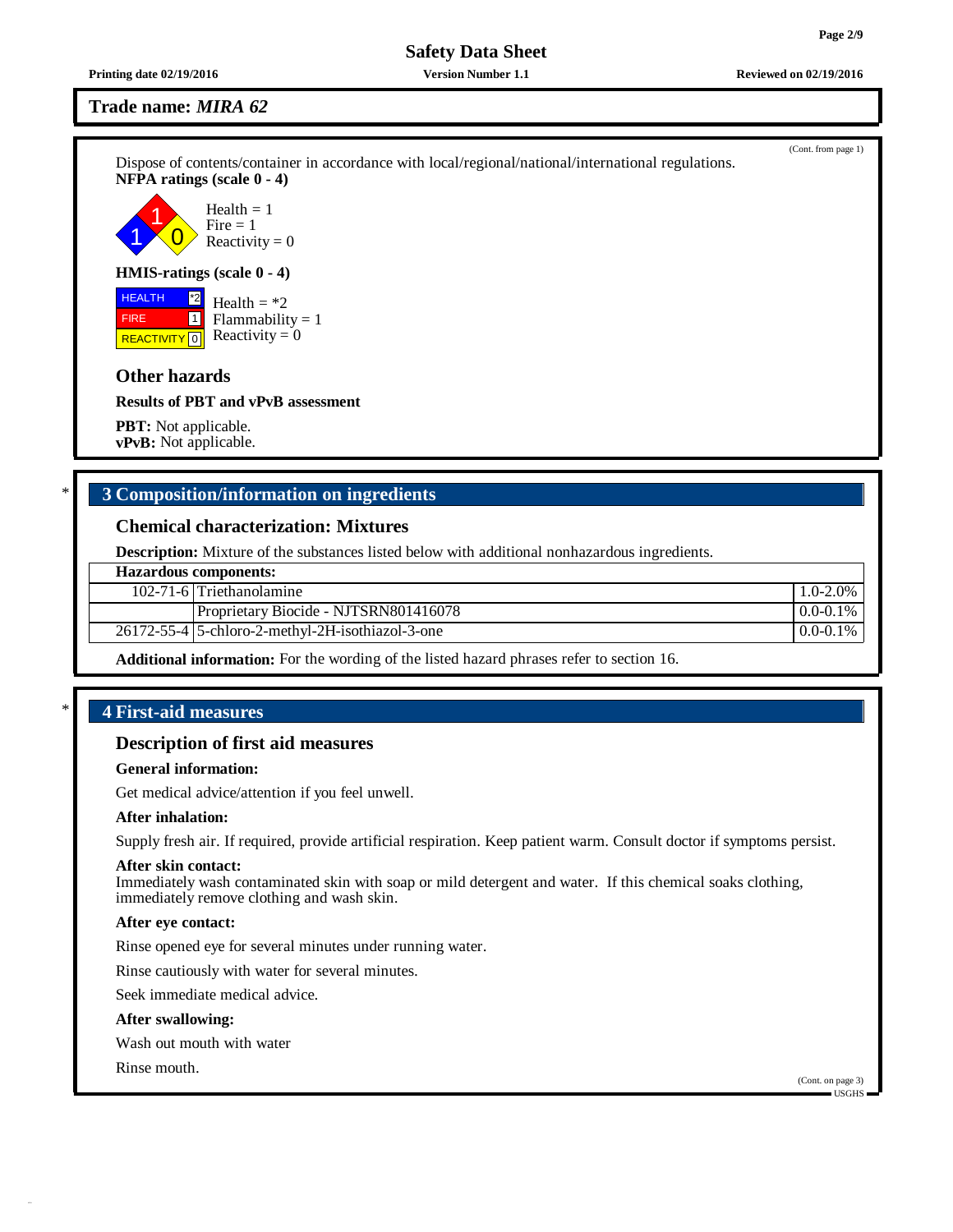## Trade name: *MIRA 62*

(Cont. from page 1)

Dispose of contents/container in accordance with local/regional/national/international regulations.

**NFPA ratings (scale 0 - 4)**

Health = 1
Fire = 1
Reactivity = 0

**HMIS-ratings (scale 0 - 4)**

| | |
|---|---|
| HEALTH | *2 |
| FIRE | 1 |
| REACTIVITY | 0 |

Health = *2
Flammability = 1
Reactivity = 0

### Other hazards

**Results of PBT and vPvB assessment**

**PBT:** Not applicable.
**vPvB:** Not applicable.

## * 3 Composition/information on ingredients

### Chemical characterization: Mixtures

**Description:** Mixture of the substances listed below with additional nonhazardous ingredients.

| **Hazardous components:** | | |
|---|---|---|
| 102-71-6 | Triethanolamine | 1.0-2.0% |
| | Proprietary Biocide - NJTSRN801416078 | 0.0-0.1% |
| 26172-55-4 | 5-chloro-2-methyl-2H-isothiazol-3-one | 0.0-0.1% |

**Additional information:** For the wording of the listed hazard phrases refer to section 16.

## * 4 First-aid measures

### Description of first aid measures

**General information:**

Get medical advice/attention if you feel unwell.

**After inhalation:**

Supply fresh air. If required, provide artificial respiration. Keep patient warm. Consult doctor if symptoms persist.

**After skin contact:**
Immediately wash contaminated skin with soap or mild detergent and water. If this chemical soaks clothing, immediately remove clothing and wash skin.

**After eye contact:**

Rinse opened eye for several minutes under running water.

Rinse cautiously with water for several minutes.

Seek immediate medical advice.

**After swallowing:**

Wash out mouth with water

Rinse mouth.

(Cont. on page 3)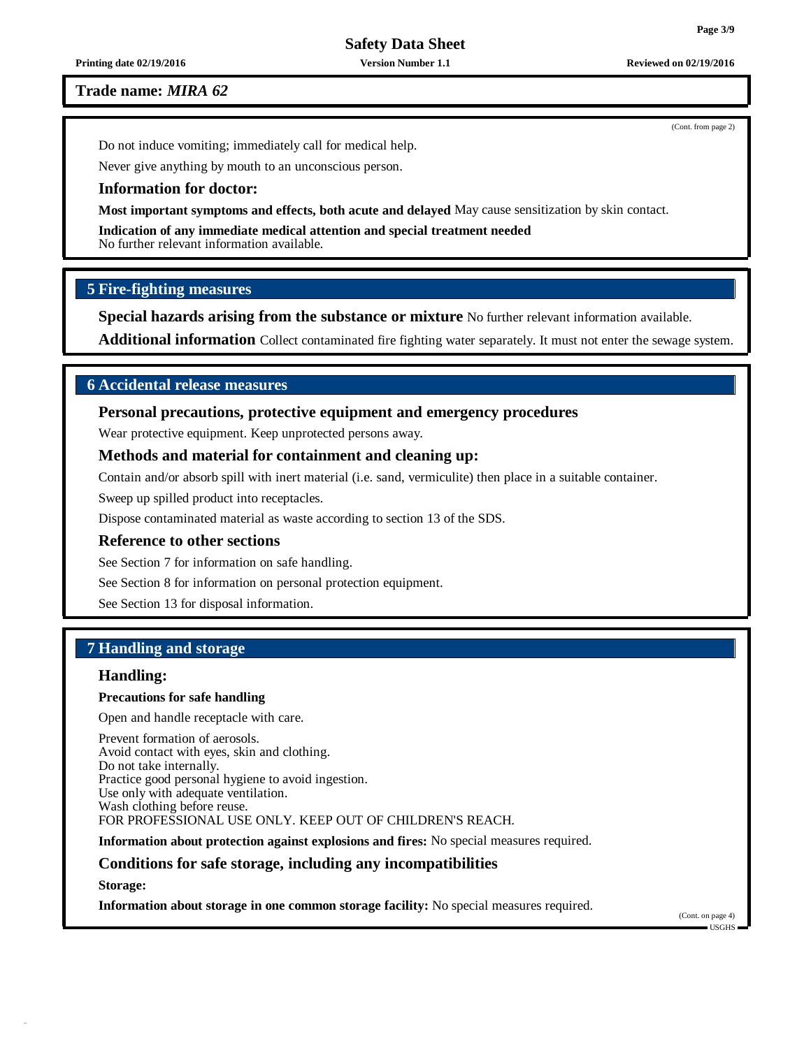**Trade name:** ***MIRA 62***

(Cont. from page 2)

Do not induce vomiting; immediately call for medical help.

Never give anything by mouth to an unconscious person.

### Information for doctor:

**Most important symptoms and effects, both acute and delayed** May cause sensitization by skin contact.

**Indication of any immediate medical attention and special treatment needed**
No further relevant information available.

## 5 Fire-fighting measures

**Special hazards arising from the substance or mixture** No further relevant information available.

**Additional information** Collect contaminated fire fighting water separately. It must not enter the sewage system.

## 6 Accidental release measures

### Personal precautions, protective equipment and emergency procedures

Wear protective equipment. Keep unprotected persons away.

### Methods and material for containment and cleaning up:

Contain and/or absorb spill with inert material (i.e. sand, vermiculite) then place in a suitable container.

Sweep up spilled product into receptacles.

Dispose contaminated material as waste according to section 13 of the SDS.

### Reference to other sections

See Section 7 for information on safe handling.

See Section 8 for information on personal protection equipment.

See Section 13 for disposal information.

## 7 Handling and storage

### Handling:

**Precautions for safe handling**

Open and handle receptacle with care.

Prevent formation of aerosols.
Avoid contact with eyes, skin and clothing.
Do not take internally.
Practice good personal hygiene to avoid ingestion.
Use only with adequate ventilation.
Wash clothing before reuse.
FOR PROFESSIONAL USE ONLY. KEEP OUT OF CHILDREN'S REACH.

**Information about protection against explosions and fires:** No special measures required.

### Conditions for safe storage, including any incompatibilities

**Storage:**

**Information about storage in one common storage facility:** No special measures required.

(Cont. on page 4)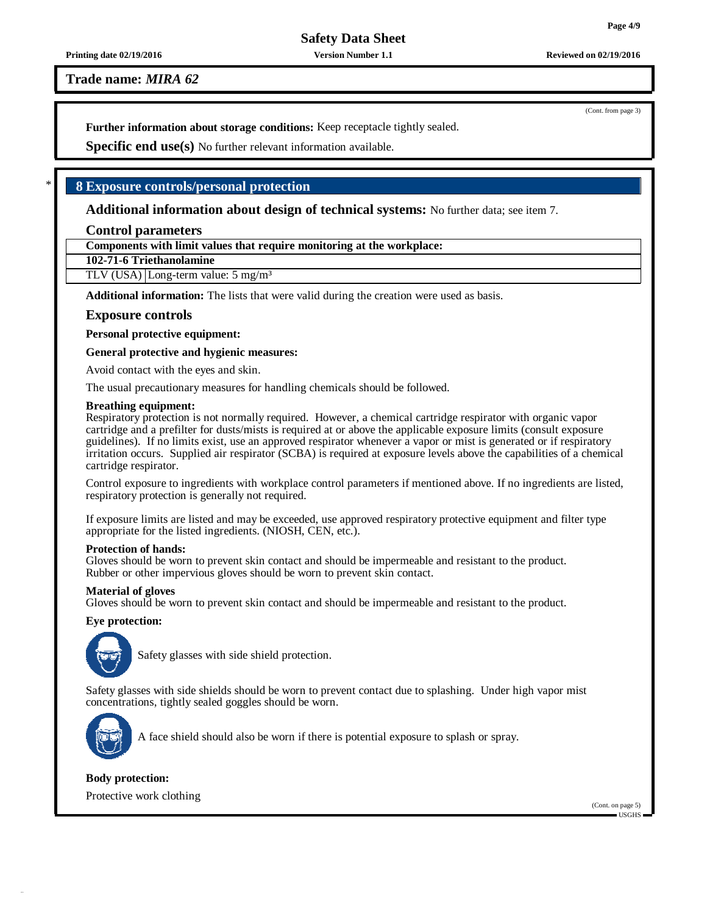**Trade name:** ***MIRA 62***

(Cont. from page 3)

**Further information about storage conditions:** Keep receptacle tightly sealed.

**Specific end use(s)** No further relevant information available.

## * 8 Exposure controls/personal protection

**Additional information about design of technical systems:** No further data; see item 7.

### Control parameters

| **Components with limit values that require monitoring at the workplace:** | |
|---|---|
| **102-71-6 Triethanolamine** | |
| TLV (USA) | Long-term value: 5 mg/m³ |

**Additional information:** The lists that were valid during the creation were used as basis.

### Exposure controls

**Personal protective equipment:**

**General protective and hygienic measures:**

Avoid contact with the eyes and skin.

The usual precautionary measures for handling chemicals should be followed.

**Breathing equipment:**
Respiratory protection is not normally required. However, a chemical cartridge respirator with organic vapor cartridge and a prefilter for dusts/mists is required at or above the applicable exposure limits (consult exposure guidelines). If no limits exist, use an approved respirator whenever a vapor or mist is generated or if respiratory irritation occurs. Supplied air respirator (SCBA) is required at exposure levels above the capabilities of a chemical cartridge respirator.

Control exposure to ingredients with workplace control parameters if mentioned above. If no ingredients are listed, respiratory protection is generally not required.

If exposure limits are listed and may be exceeded, use approved respiratory protective equipment and filter type appropriate for the listed ingredients. (NIOSH, CEN, etc.).

**Protection of hands:**
Gloves should be worn to prevent skin contact and should be impermeable and resistant to the product.
Rubber or other impervious gloves should be worn to prevent skin contact.

**Material of gloves**
Gloves should be worn to prevent skin contact and should be impermeable and resistant to the product.

**Eye protection:**

Safety glasses with side shield protection.

Safety glasses with side shields should be worn to prevent contact due to splashing. Under high vapor mist concentrations, tightly sealed goggles should be worn.

A face shield should also be worn if there is potential exposure to splash or spray.

**Body protection:**

Protective work clothing

(Cont. on page 5)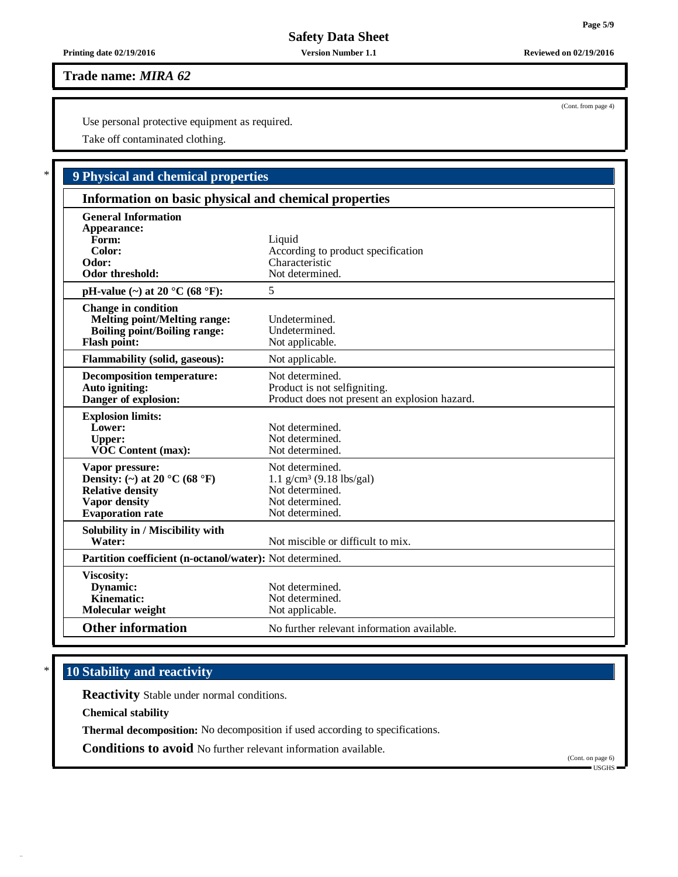**Trade name:** ***MIRA 62***

(Cont. from page 4)

Use personal protective equipment as required.

Take off contaminated clothing.

## 9 Physical and chemical properties

### Information on basic physical and chemical properties

| | |
|---|---|
| **General Information** | |
| **Appearance:** | |
| **Form:** | Liquid |
| **Color:** | According to product specification |
| **Odor:** | Characteristic |
| **Odor threshold:** | Not determined. |
| **pH-value (~) at 20 °C (68 °F):** | 5 |
| **Change in condition** | |
| **Melting point/Melting range:** | Undetermined. |
| **Boiling point/Boiling range:** | Undetermined. |
| **Flash point:** | Not applicable. |
| **Flammability (solid, gaseous):** | Not applicable. |
| **Decomposition temperature:** | Not determined. |
| **Auto igniting:** | Product is not selfigniting. |
| **Danger of explosion:** | Product does not present an explosion hazard. |
| **Explosion limits:** | |
| **Lower:** | Not determined. |
| **Upper:** | Not determined. |
| **VOC Content (max):** | Not determined. |
| **Vapor pressure:** | Not determined. |
| **Density: (~) at 20 °C (68 °F)** | 1.1 g/cm³ (9.18 lbs/gal) |
| **Relative density** | Not determined. |
| **Vapor density** | Not determined. |
| **Evaporation rate** | Not determined. |
| **Solubility in / Miscibility with** | |
| **Water:** | Not miscible or difficult to mix. |
| **Partition coefficient (n-octanol/water):** | Not determined. |
| **Viscosity:** | |
| **Dynamic:** | Not determined. |
| **Kinematic:** | Not determined. |
| **Molecular weight** | Not applicable. |
| **Other information** | No further relevant information available. |

## 10 Stability and reactivity

**Reactivity** Stable under normal conditions.

**Chemical stability**

**Thermal decomposition:** No decomposition if used according to specifications.

**Conditions to avoid** No further relevant information available.

(Cont. on page 6)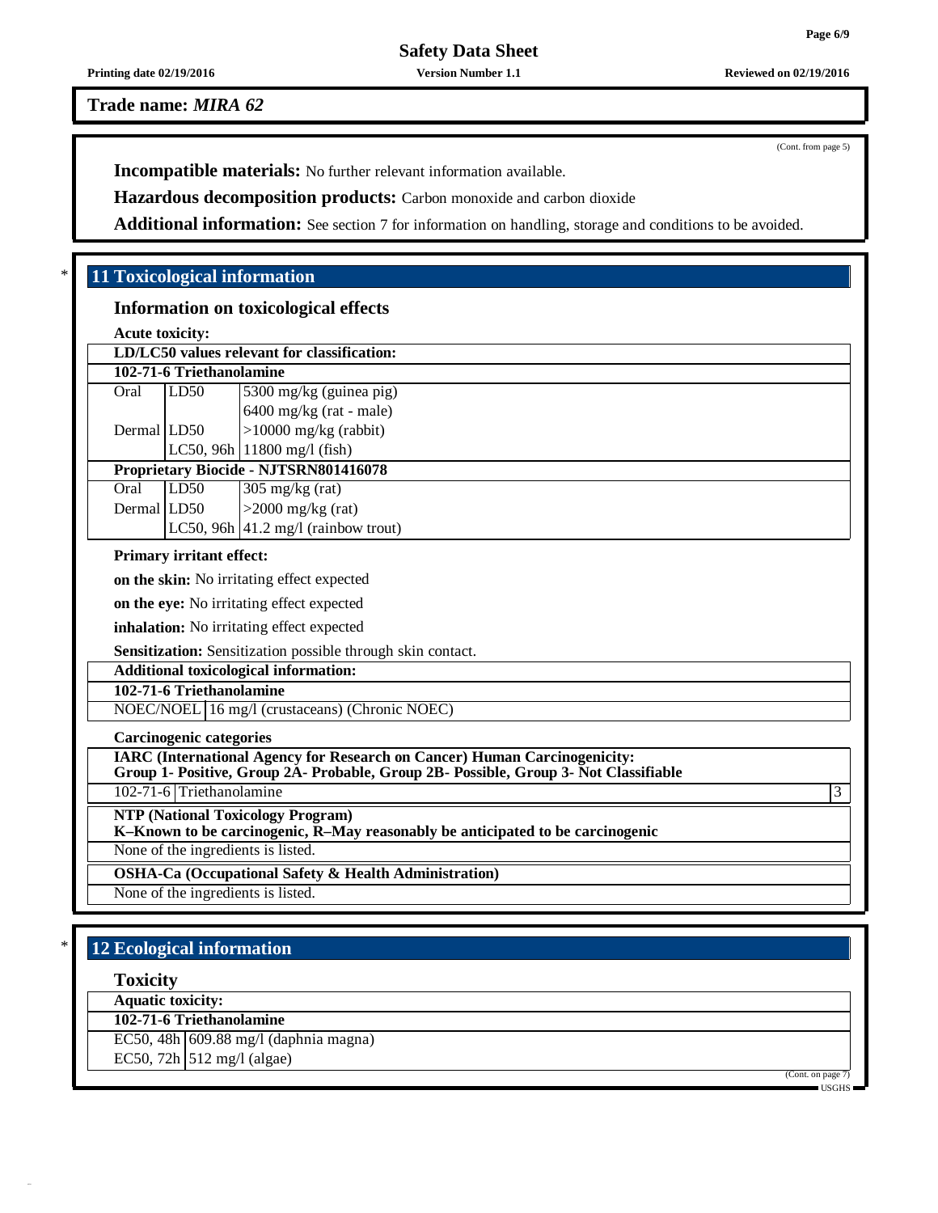**Trade name:** ***MIRA 62***

(Cont. from page 5)

**Incompatible materials:** No further relevant information available.

**Hazardous decomposition products:** Carbon monoxide and carbon dioxide

**Additional information:** See section 7 for information on handling, storage and conditions to be avoided.

## * 11 Toxicological information

### Information on toxicological effects

**Acute toxicity:**

| LD/LC50 values relevant for classification: | | |
|---|---|---|
| **102-71-6 Triethanolamine** | | |
| Oral | LD50 | 5300 mg/kg (guinea pig) |
| | | 6400 mg/kg (rat - male) |
| Dermal | LD50 | >10000 mg/kg (rabbit) |
| | LC50, 96h | 11800 mg/l (fish) |
| **Proprietary Biocide - NJTSRN801416078** | | |
| Oral | LD50 | 305 mg/kg (rat) |
| Dermal | LD50 | >2000 mg/kg (rat) |
| | LC50, 96h | 41.2 mg/l (rainbow trout) |

**Primary irritant effect:**

**on the skin:** No irritating effect expected

**on the eye:** No irritating effect expected

**inhalation:** No irritating effect expected

**Sensitization:** Sensitization possible through skin contact.

| Additional toxicological information: | |
|---|---|
| **102-71-6 Triethanolamine** | |
| NOEC/NOEL | 16 mg/l (crustaceans) (Chronic NOEC) |

**Carcinogenic categories**

| IARC (International Agency for Research on Cancer) Human Carcinogenicity: Group 1- Positive, Group 2A- Probable, Group 2B- Possible, Group 3- Not Classifiable | | |
|---|---|---|
| 102-71-6 | Triethanolamine | 3 |

| NTP (National Toxicology Program) K–Known to be carcinogenic, R–May reasonably be anticipated to be carcinogenic |
|---|
| None of the ingredients is listed. |

| OSHA-Ca (Occupational Safety & Health Administration) |
|---|
| None of the ingredients is listed. |

## * 12 Ecological information

### Toxicity

| Aquatic toxicity: | |
|---|---|
| **102-71-6 Triethanolamine** | |
| EC50, 48h | 609.88 mg/l (daphnia magna) |
| EC50, 72h | 512 mg/l (algae) |

(Cont. on page 7)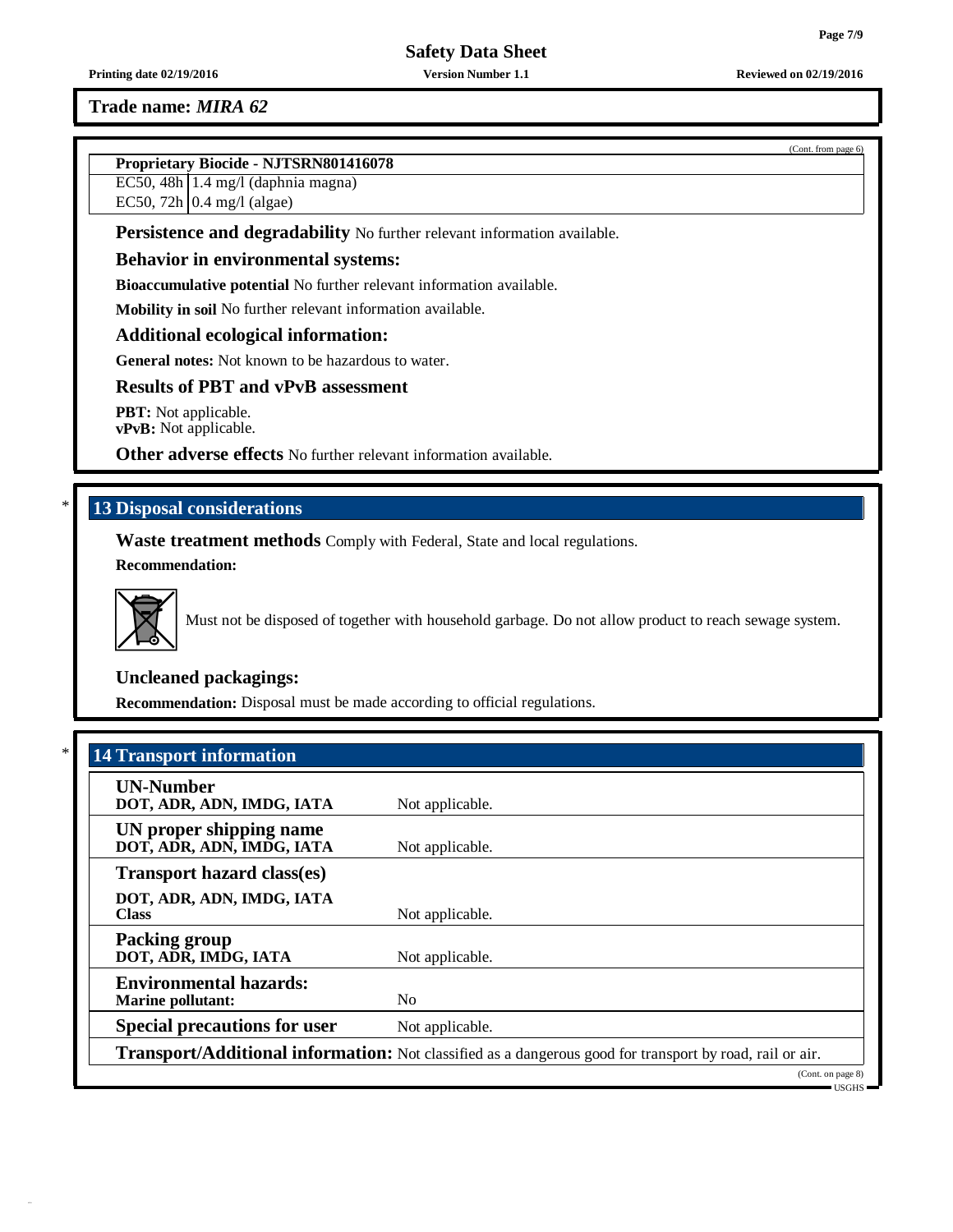Trade name: *MIRA 62*

(Cont. from page 6)

| Proprietary Biocide - NJTSRN801416078 | |
|---|---|
| EC50, 48h | 1.4 mg/l (daphnia magna) |
| EC50, 72h | 0.4 mg/l (algae) |

**Persistence and degradability** No further relevant information available.

### Behavior in environmental systems:

**Bioaccumulative potential** No further relevant information available.

**Mobility in soil** No further relevant information available.

### Additional ecological information:

**General notes:** Not known to be hazardous to water.

### Results of PBT and vPvB assessment

**PBT:** Not applicable.
**vPvB:** Not applicable.

**Other adverse effects** No further relevant information available.

## * 13 Disposal considerations

**Waste treatment methods** Comply with Federal, State and local regulations.

**Recommendation:**

Must not be disposed of together with household garbage. Do not allow product to reach sewage system.

### Uncleaned packagings:

**Recommendation:** Disposal must be made according to official regulations.

## * 14 Transport information

| | |
|---|---|
| **UN-Number**<br>**DOT, ADR, ADN, IMDG, IATA** | Not applicable. |
| **UN proper shipping name**<br>**DOT, ADR, ADN, IMDG, IATA** | Not applicable. |
| **Transport hazard class(es)**<br>**DOT, ADR, ADN, IMDG, IATA**<br>**Class** | Not applicable. |
| **Packing group**<br>**DOT, ADR, IMDG, IATA** | Not applicable. |
| **Environmental hazards:**<br>**Marine pollutant:** | No |
| **Special precautions for user** | Not applicable. |

**Transport/Additional information:** Not classified as a dangerous good for transport by road, rail or air.

(Cont. on page 8)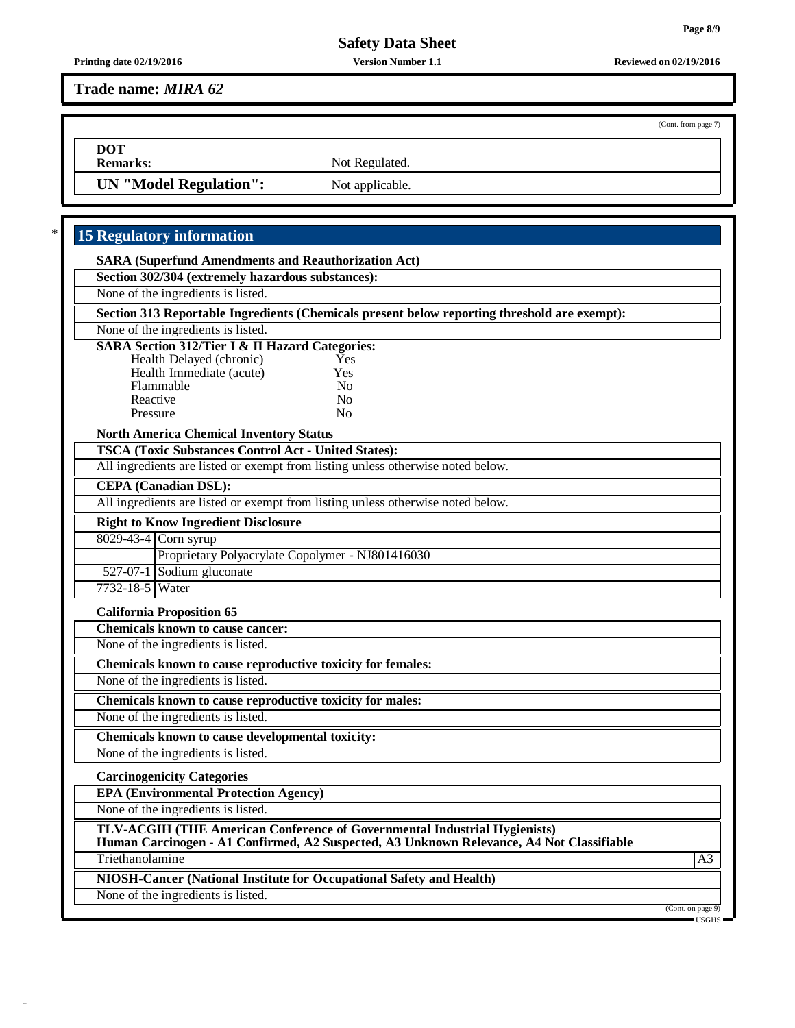**Trade name:** ***MIRA 62***

(Cont. from page 7)

| | |
|---|---|
| **DOT** **Remarks:** | Not Regulated. |
| **UN "Model Regulation":** | Not applicable. |

## 15 Regulatory information

**SARA (Superfund Amendments and Reauthorization Act)**

**Section 302/304 (extremely hazardous substances):**

None of the ingredients is listed.

**Section 313 Reportable Ingredients (Chemicals present below reporting threshold are exempt):**

None of the ingredients is listed.

**SARA Section 312/Tier I & II Hazard Categories:**

| | |
|---|---|
| Health Delayed (chronic) | Yes |
| Health Immediate (acute) | Yes |
| Flammable | No |
| Reactive | No |
| Pressure | No |

**North America Chemical Inventory Status**

**TSCA (Toxic Substances Control Act - United States):**

All ingredients are listed or exempt from listing unless otherwise noted below.

**CEPA (Canadian DSL):**

All ingredients are listed or exempt from listing unless otherwise noted below.

**Right to Know Ingredient Disclosure**

| | |
|---|---|
| 8029-43-4 | Corn syrup |
| | Proprietary Polyacrylate Copolymer - NJ801416030 |
| 527-07-1 | Sodium gluconate |
| 7732-18-5 | Water |

**California Proposition 65**

**Chemicals known to cause cancer:**

None of the ingredients is listed.

**Chemicals known to cause reproductive toxicity for females:**

None of the ingredients is listed.

**Chemicals known to cause reproductive toxicity for males:**

None of the ingredients is listed.

**Chemicals known to cause developmental toxicity:**

None of the ingredients is listed.

**Carcinogenicity Categories**

**EPA (Environmental Protection Agency)**

None of the ingredients is listed.

**TLV-ACGIH (THE American Conference of Governmental Industrial Hygienists)**
**Human Carcinogen - A1 Confirmed, A2 Suspected, A3 Unknown Relevance, A4 Not Classifiable**

| | |
|---|---|
| Triethanolamine | A3 |

**NIOSH-Cancer (National Institute for Occupational Safety and Health)**

None of the ingredients is listed.

(Cont. on page 9)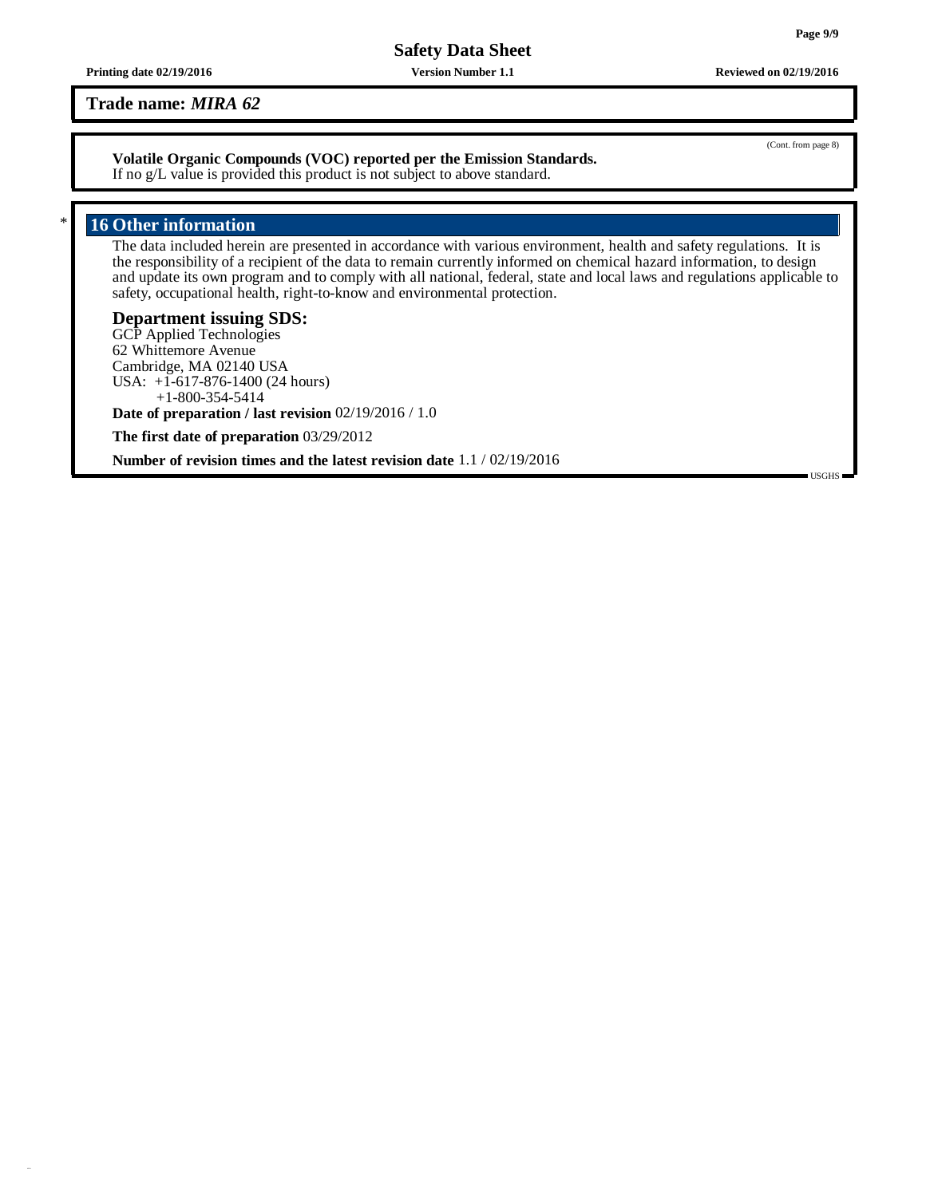**Trade name:** ***MIRA 62***

(Cont. from page 8)

**Volatile Organic Compounds (VOC) reported per the Emission Standards.**
If no g/L value is provided this product is not subject to above standard.

## * 16 Other information

The data included herein are presented in accordance with various environment, health and safety regulations. It is the responsibility of a recipient of the data to remain currently informed on chemical hazard information, to design and update its own program and to comply with all national, federal, state and local laws and regulations applicable to safety, occupational health, right-to-know and environmental protection.

### Department issuing SDS:

GCP Applied Technologies
62 Whittemore Avenue
Cambridge, MA 02140 USA
USA: +1-617-876-1400 (24 hours)
+1-800-354-5414

**Date of preparation / last revision** 02/19/2016 / 1.0

**The first date of preparation** 03/29/2012

**Number of revision times and the latest revision date** 1.1 / 02/19/2016

USGHS